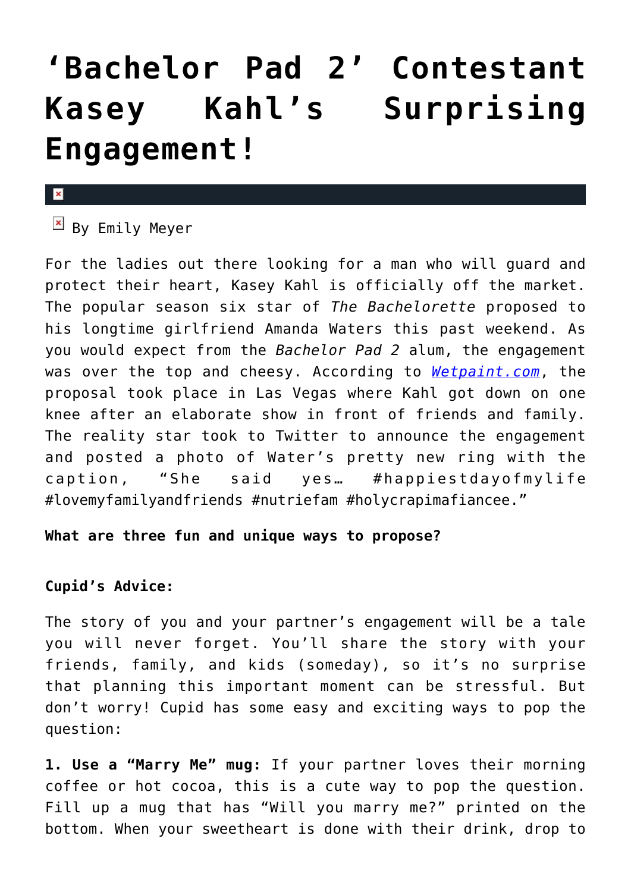# ‘Bachelor Pad 2’ Contestant Kasey Kahl’s Surprising Engagement!

By Emily Meyer

For the ladies out there looking for a man who will guard and protect their heart, Kasey Kahl is officially off the market. The popular season six star of *The Bachelorette* proposed to his longtime girlfriend Amanda Waters this past weekend. As you would expect from the *Bachelor Pad 2* alum, the engagement was over the top and cheesy. According to [Wetpaint.com](Wetpaint.com), the proposal took place in Las Vegas where Kahl got down on one knee after an elaborate show in front of friends and family. The reality star took to Twitter to announce the engagement and posted a photo of Water’s pretty new ring with the caption, “She said yes… #happiestdayofmylife #lovemyfamilyandfriends #nutriefam #holycrapimafiancee.”

**What are three fun and unique ways to propose?**

**Cupid’s Advice:**

The story of you and your partner’s engagement will be a tale you will never forget. You’ll share the story with your friends, family, and kids (someday), so it’s no surprise that planning this important moment can be stressful. But don’t worry! Cupid has some easy and exciting ways to pop the question:

**1. Use a “Marry Me” mug:** If your partner loves their morning coffee or hot cocoa, this is a cute way to pop the question. Fill up a mug that has “Will you marry me?” printed on the bottom. When your sweetheart is done with their drink, drop to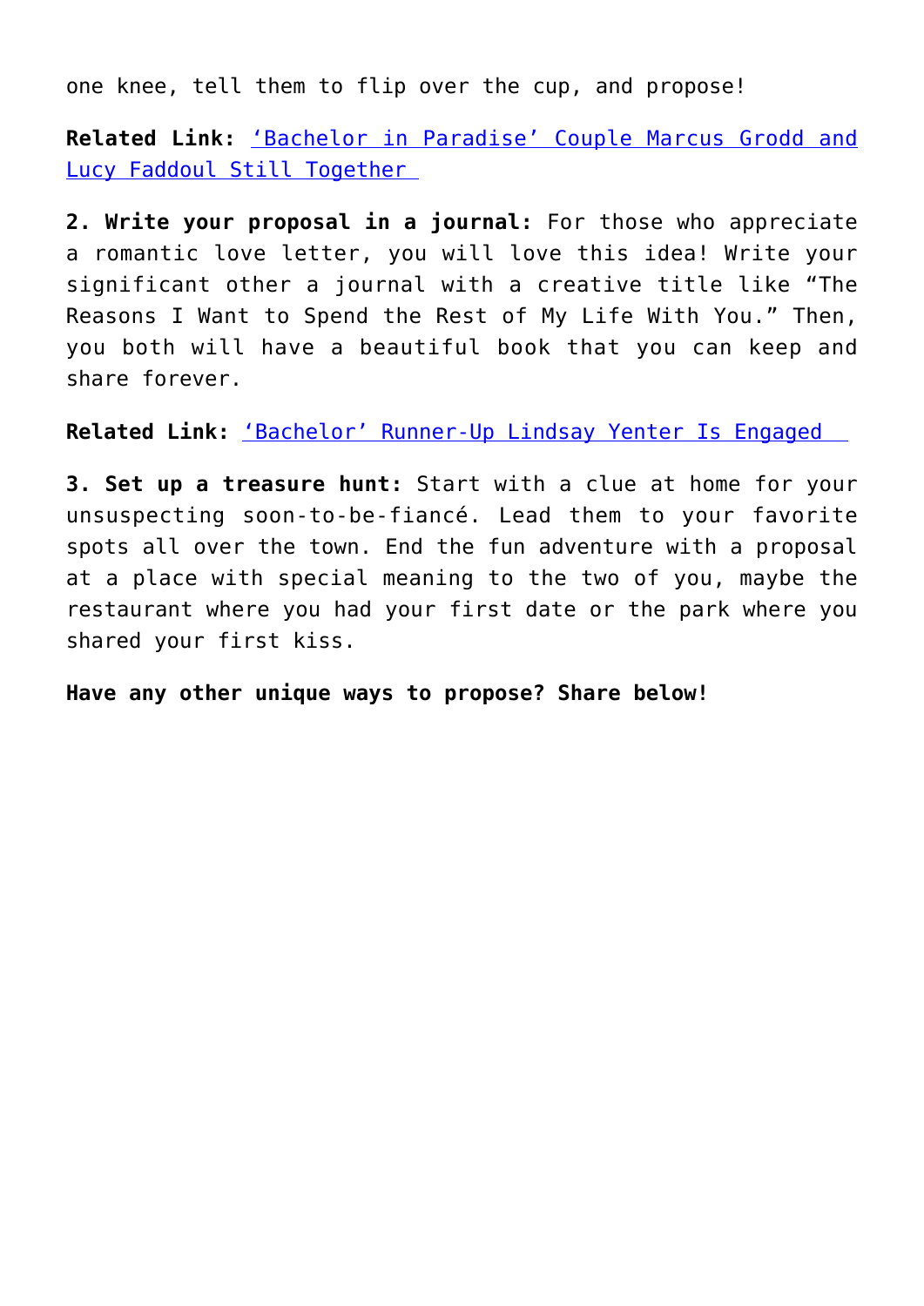one knee, tell them to flip over the cup, and propose!

**Related Link:** 'Bachelor in Paradise' Couple Marcus Grodd and Lucy Faddoul Still Together

**2. Write your proposal in a journal:** For those who appreciate a romantic love letter, you will love this idea! Write your significant other a journal with a creative title like "The Reasons I Want to Spend the Rest of My Life With You." Then, you both will have a beautiful book that you can keep and share forever.

**Related Link:** 'Bachelor' Runner-Up Lindsay Yenter Is Engaged

**3. Set up a treasure hunt:** Start with a clue at home for your unsuspecting soon-to-be-fiancé. Lead them to your favorite spots all over the town. End the fun adventure with a proposal at a place with special meaning to the two of you, maybe the restaurant where you had your first date or the park where you shared your first kiss.

**Have any other unique ways to propose? Share below!**